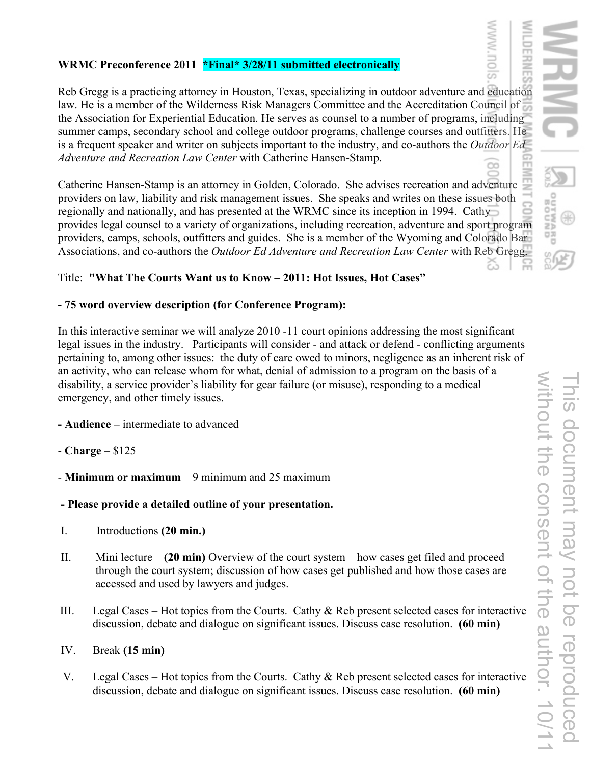**WRMC Preconference 2011** **\*Final\* 3/28/11 submitted electronically**

Reb Gregg is a practicing attorney in Houston, Texas, specializing in outdoor adventure and education law. He is a member of the Wilderness Risk Managers Committee and the Accreditation Council of the Association for Experiential Education. He serves as counsel to a number of programs, including summer camps, secondary school and college outdoor programs, challenge courses and outfitters. He is a frequent speaker and writer on subjects important to the industry, and co-authors the *Outdoor Ed Adventure and Recreation Law Center* with Catherine Hansen-Stamp.

Catherine Hansen-Stamp is an attorney in Golden, Colorado. She advises recreation and adventure providers on law, liability and risk management issues. She speaks and writes on these issues both regionally and nationally, and has presented at the WRMC since its inception in 1994. Cathy provides legal counsel to a variety of organizations, including recreation, adventure and sport program providers, camps, schools, outfitters and guides. She is a member of the Wyoming and Colorado Bar Associations, and co-authors the *Outdoor Ed Adventure and Recreation Law Center* with Reb Gregg.

Title: **"What The Courts Want us to Know – 2011: Hot Issues, Hot Cases"**

**- 75 word overview description (for Conference Program):**

In this interactive seminar we will analyze 2010 -11 court opinions addressing the most significant legal issues in the industry. Participants will consider - and attack or defend - conflicting arguments pertaining to, among other issues: the duty of care owed to minors, negligence as an inherent risk of an activity, who can release whom for what, denial of admission to a program on the basis of a disability, a service provider's liability for gear failure (or misuse), responding to a medical emergency, and other timely issues.

**- Audience –** intermediate to advanced

- **Charge** – $125

- **Minimum or maximum** – 9 minimum and 25 maximum

**- Please provide a detailed outline of your presentation.**

I. Introductions **(20 min.)**

II. Mini lecture – **(20 min)** Overview of the court system – how cases get filed and proceed through the court system; discussion of how cases get published and how those cases are accessed and used by lawyers and judges.

III. Legal Cases – Hot topics from the Courts. Cathy & Reb present selected cases for interactive discussion, debate and dialogue on significant issues. Discuss case resolution. **(60 min)**

IV. Break **(15 min)**

V. Legal Cases – Hot topics from the Courts. Cathy & Reb present selected cases for interactive discussion, debate and dialogue on significant issues. Discuss case resolution. **(60 min)**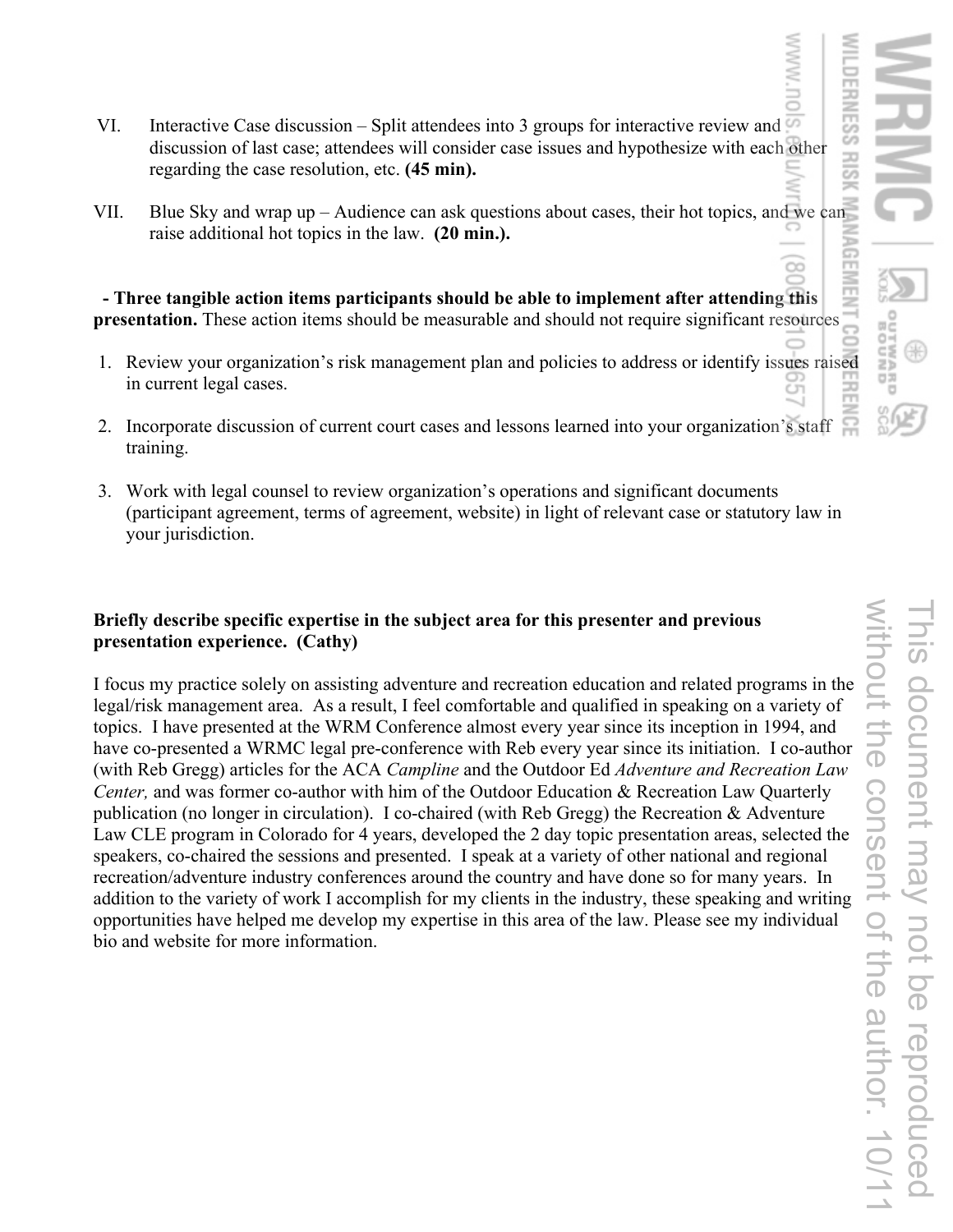VI. Interactive Case discussion – Split attendees into 3 groups for interactive review and discussion of last case; attendees will consider case issues and hypothesize with each other regarding the case resolution, etc. **(45 min).**

VII. Blue Sky and wrap up – Audience can ask questions about cases, their hot topics, and we can raise additional hot topics in the law. **(20 min.).**

**- Three tangible action items participants should be able to implement after attending this presentation.** These action items should be measurable and should not require significant resources

1. Review your organization's risk management plan and policies to address or identify issues raised in current legal cases.

2. Incorporate discussion of current court cases and lessons learned into your organization's staff training.

3. Work with legal counsel to review organization's operations and significant documents (participant agreement, terms of agreement, website) in light of relevant case or statutory law in your jurisdiction.

**Briefly describe specific expertise in the subject area for this presenter and previous presentation experience. (Cathy)**

I focus my practice solely on assisting adventure and recreation education and related programs in the legal/risk management area. As a result, I feel comfortable and qualified in speaking on a variety of topics. I have presented at the WRM Conference almost every year since its inception in 1994, and have co-presented a WRMC legal pre-conference with Reb every year since its initiation. I co-author (with Reb Gregg) articles for the ACA *Campline* and the Outdoor Ed *Adventure and Recreation Law Center,* and was former co-author with him of the Outdoor Education & Recreation Law Quarterly publication (no longer in circulation). I co-chaired (with Reb Gregg) the Recreation & Adventure Law CLE program in Colorado for 4 years, developed the 2 day topic presentation areas, selected the speakers, co-chaired the sessions and presented. I speak at a variety of other national and regional recreation/adventure industry conferences around the country and have done so for many years. In addition to the variety of work I accomplish for my clients in the industry, these speaking and writing opportunities have helped me develop my expertise in this area of the law. Please see my individual bio and website for more information.